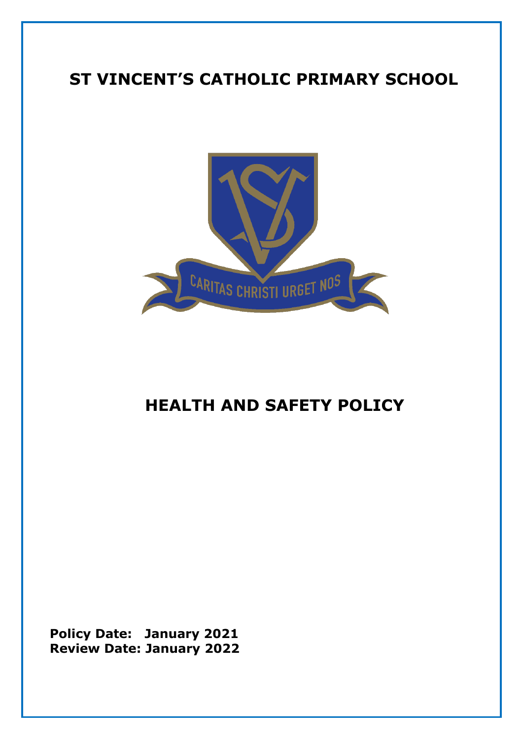# ST VINCENT'S CATHOLIC PRIMARY SCHOOL

# HEALTH AND SAFETY POLICY

**Policy Date: January 2021**
**Review Date: January 2022**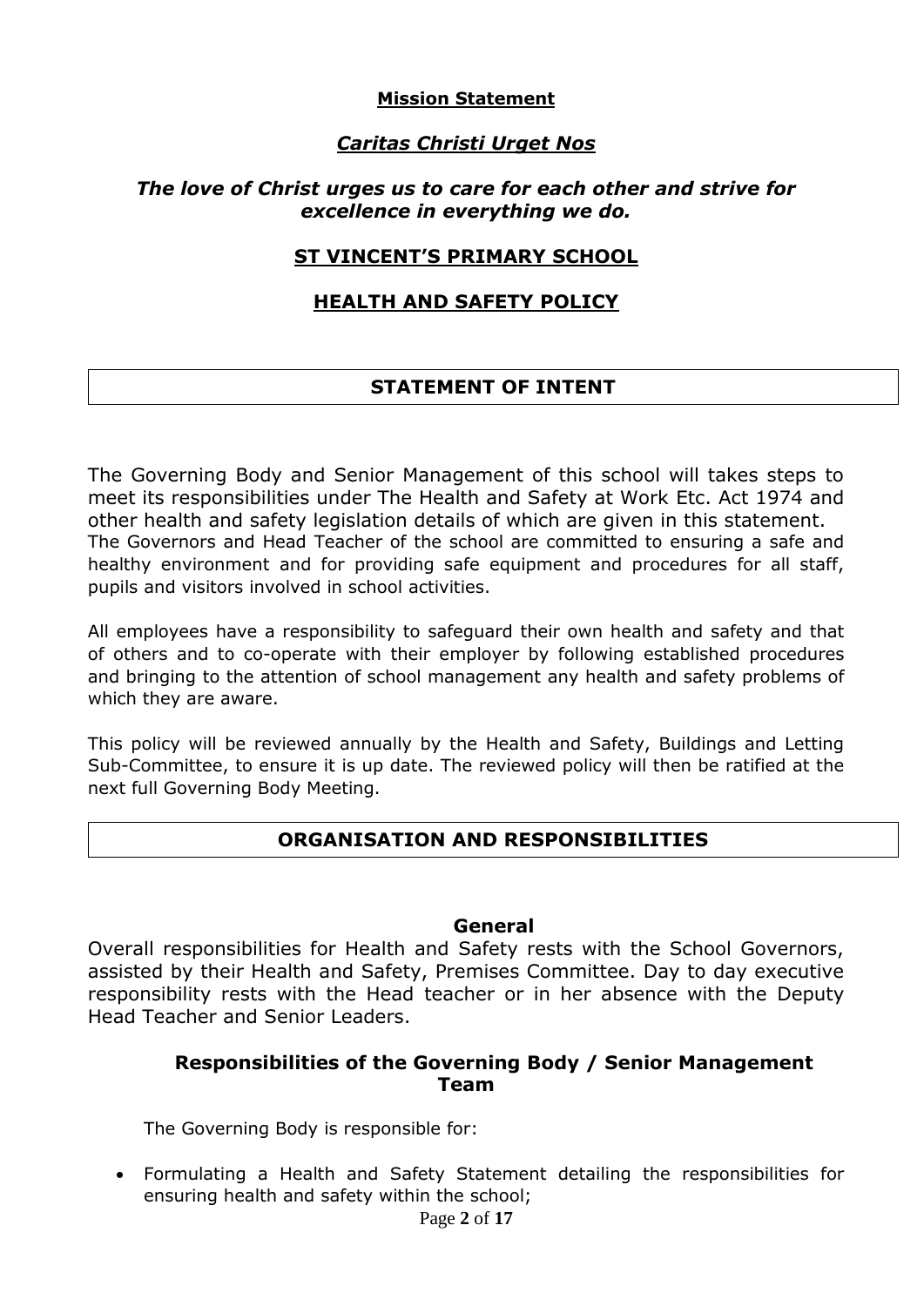**Mission Statement**

***Caritas Christi Urget Nos***

***The love of Christ urges us to care for each other and strive for excellence in everything we do.***

## ST VINCENT'S PRIMARY SCHOOL

## HEALTH AND SAFETY POLICY

## STATEMENT OF INTENT

The Governing Body and Senior Management of this school will takes steps to meet its responsibilities under The Health and Safety at Work Etc. Act 1974 and other health and safety legislation details of which are given in this statement. The Governors and Head Teacher of the school are committed to ensuring a safe and healthy environment and for providing safe equipment and procedures for all staff, pupils and visitors involved in school activities.

All employees have a responsibility to safeguard their own health and safety and that of others and to co-operate with their employer by following established procedures and bringing to the attention of school management any health and safety problems of which they are aware.

This policy will be reviewed annually by the Health and Safety, Buildings and Letting Sub-Committee, to ensure it is up date. The reviewed policy will then be ratified at the next full Governing Body Meeting.

## ORGANISATION AND RESPONSIBILITIES

### General

Overall responsibilities for Health and Safety rests with the School Governors, assisted by their Health and Safety, Premises Committee. Day to day executive responsibility rests with the Head teacher or in her absence with the Deputy Head Teacher and Senior Leaders.

### Responsibilities of the Governing Body / Senior Management Team

The Governing Body is responsible for:

- Formulating a Health and Safety Statement detailing the responsibilities for ensuring health and safety within the school;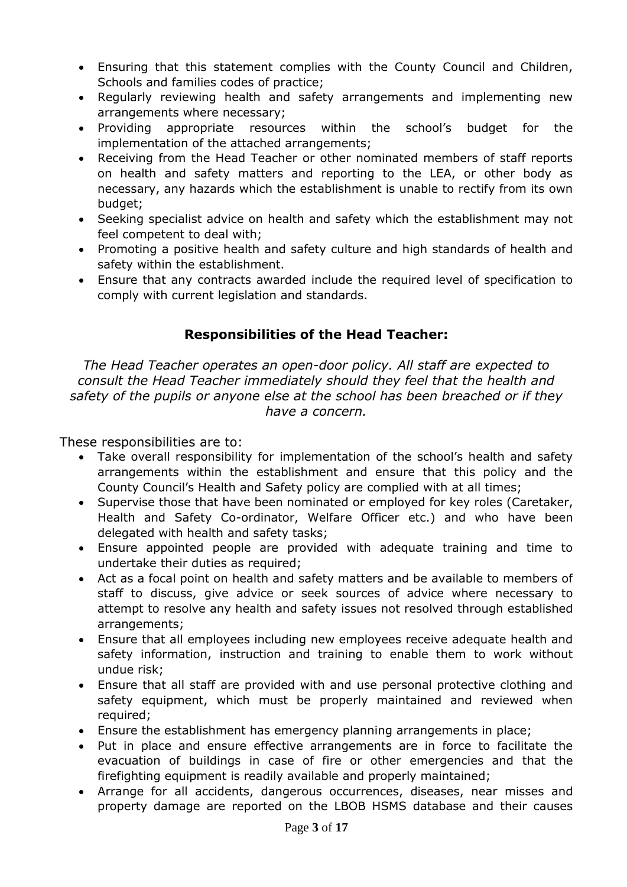- Ensuring that this statement complies with the County Council and Children, Schools and families codes of practice;
- Regularly reviewing health and safety arrangements and implementing new arrangements where necessary;
- Providing appropriate resources within the school's budget for the implementation of the attached arrangements;
- Receiving from the Head Teacher or other nominated members of staff reports on health and safety matters and reporting to the LEA, or other body as necessary, any hazards which the establishment is unable to rectify from its own budget;
- Seeking specialist advice on health and safety which the establishment may not feel competent to deal with;
- Promoting a positive health and safety culture and high standards of health and safety within the establishment.
- Ensure that any contracts awarded include the required level of specification to comply with current legislation and standards.

## Responsibilities of the Head Teacher:

*The Head Teacher operates an open-door policy. All staff are expected to consult the Head Teacher immediately should they feel that the health and safety of the pupils or anyone else at the school has been breached or if they have a concern.*

These responsibilities are to:

- Take overall responsibility for implementation of the school's health and safety arrangements within the establishment and ensure that this policy and the County Council's Health and Safety policy are complied with at all times;
- Supervise those that have been nominated or employed for key roles (Caretaker, Health and Safety Co-ordinator, Welfare Officer etc.) and who have been delegated with health and safety tasks;
- Ensure appointed people are provided with adequate training and time to undertake their duties as required;
- Act as a focal point on health and safety matters and be available to members of staff to discuss, give advice or seek sources of advice where necessary to attempt to resolve any health and safety issues not resolved through established arrangements;
- Ensure that all employees including new employees receive adequate health and safety information, instruction and training to enable them to work without undue risk;
- Ensure that all staff are provided with and use personal protective clothing and safety equipment, which must be properly maintained and reviewed when required;
- Ensure the establishment has emergency planning arrangements in place;
- Put in place and ensure effective arrangements are in force to facilitate the evacuation of buildings in case of fire or other emergencies and that the firefighting equipment is readily available and properly maintained;
- Arrange for all accidents, dangerous occurrences, diseases, near misses and property damage are reported on the LBOB HSMS database and their causes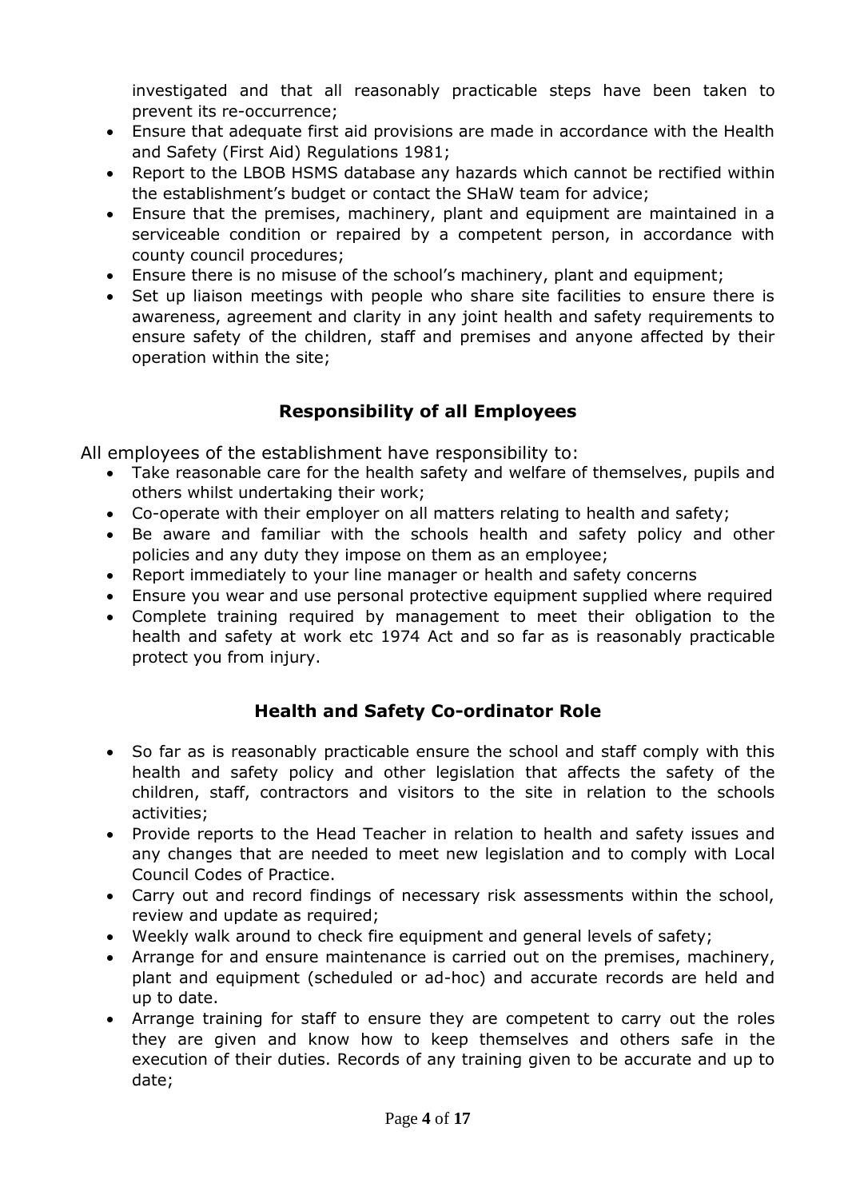investigated and that all reasonably practicable steps have been taken to prevent its re-occurrence;

- Ensure that adequate first aid provisions are made in accordance with the Health and Safety (First Aid) Regulations 1981;
- Report to the LBOB HSMS database any hazards which cannot be rectified within the establishment's budget or contact the SHaW team for advice;
- Ensure that the premises, machinery, plant and equipment are maintained in a serviceable condition or repaired by a competent person, in accordance with county council procedures;
- Ensure there is no misuse of the school's machinery, plant and equipment;
- Set up liaison meetings with people who share site facilities to ensure there is awareness, agreement and clarity in any joint health and safety requirements to ensure safety of the children, staff and premises and anyone affected by their operation within the site;

## Responsibility of all Employees

All employees of the establishment have responsibility to:

- Take reasonable care for the health safety and welfare of themselves, pupils and others whilst undertaking their work;
- Co-operate with their employer on all matters relating to health and safety;
- Be aware and familiar with the schools health and safety policy and other policies and any duty they impose on them as an employee;
- Report immediately to your line manager or health and safety concerns
- Ensure you wear and use personal protective equipment supplied where required
- Complete training required by management to meet their obligation to the health and safety at work etc 1974 Act and so far as is reasonably practicable protect you from injury.

## Health and Safety Co-ordinator Role

- So far as is reasonably practicable ensure the school and staff comply with this health and safety policy and other legislation that affects the safety of the children, staff, contractors and visitors to the site in relation to the schools activities;
- Provide reports to the Head Teacher in relation to health and safety issues and any changes that are needed to meet new legislation and to comply with Local Council Codes of Practice.
- Carry out and record findings of necessary risk assessments within the school, review and update as required;
- Weekly walk around to check fire equipment and general levels of safety;
- Arrange for and ensure maintenance is carried out on the premises, machinery, plant and equipment (scheduled or ad-hoc) and accurate records are held and up to date.
- Arrange training for staff to ensure they are competent to carry out the roles they are given and know how to keep themselves and others safe in the execution of their duties. Records of any training given to be accurate and up to date;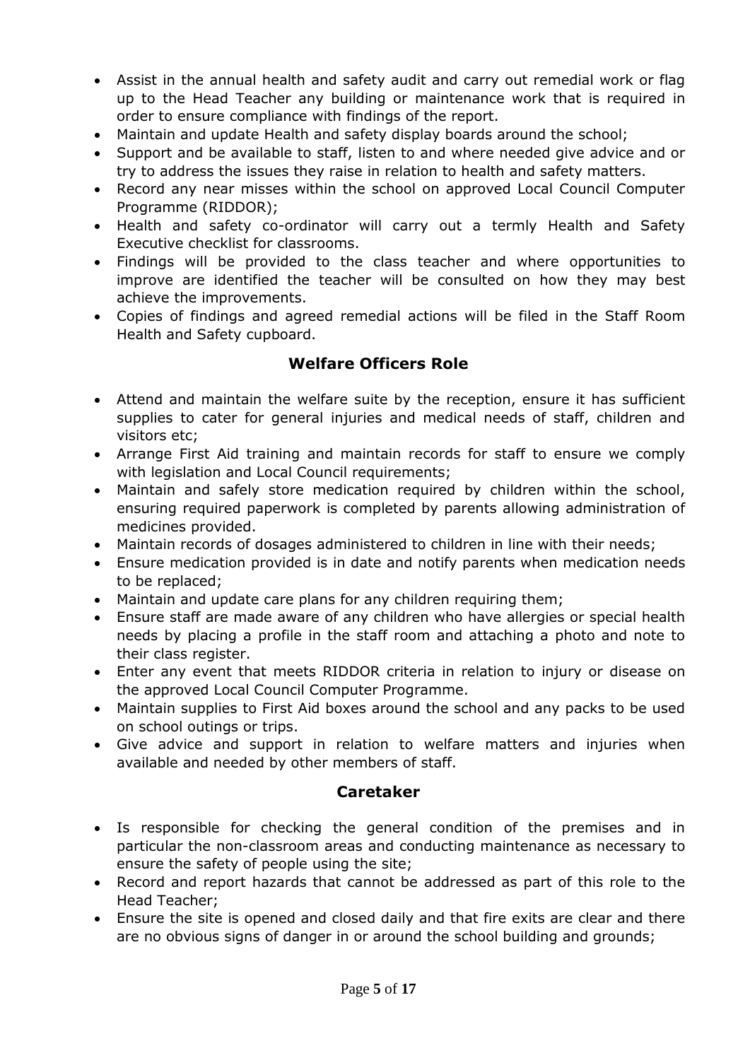- Assist in the annual health and safety audit and carry out remedial work or flag up to the Head Teacher any building or maintenance work that is required in order to ensure compliance with findings of the report.
- Maintain and update Health and safety display boards around the school;
- Support and be available to staff, listen to and where needed give advice and or try to address the issues they raise in relation to health and safety matters.
- Record any near misses within the school on approved Local Council Computer Programme (RIDDOR);
- Health and safety co-ordinator will carry out a termly Health and Safety Executive checklist for classrooms.
- Findings will be provided to the class teacher and where opportunities to improve are identified the teacher will be consulted on how they may best achieve the improvements.
- Copies of findings and agreed remedial actions will be filed in the Staff Room Health and Safety cupboard.

## Welfare Officers Role

- Attend and maintain the welfare suite by the reception, ensure it has sufficient supplies to cater for general injuries and medical needs of staff, children and visitors etc;
- Arrange First Aid training and maintain records for staff to ensure we comply with legislation and Local Council requirements;
- Maintain and safely store medication required by children within the school, ensuring required paperwork is completed by parents allowing administration of medicines provided.
- Maintain records of dosages administered to children in line with their needs;
- Ensure medication provided is in date and notify parents when medication needs to be replaced;
- Maintain and update care plans for any children requiring them;
- Ensure staff are made aware of any children who have allergies or special health needs by placing a profile in the staff room and attaching a photo and note to their class register.
- Enter any event that meets RIDDOR criteria in relation to injury or disease on the approved Local Council Computer Programme.
- Maintain supplies to First Aid boxes around the school and any packs to be used on school outings or trips.
- Give advice and support in relation to welfare matters and injuries when available and needed by other members of staff.

## Caretaker

- Is responsible for checking the general condition of the premises and in particular the non-classroom areas and conducting maintenance as necessary to ensure the safety of people using the site;
- Record and report hazards that cannot be addressed as part of this role to the Head Teacher;
- Ensure the site is opened and closed daily and that fire exits are clear and there are no obvious signs of danger in or around the school building and grounds;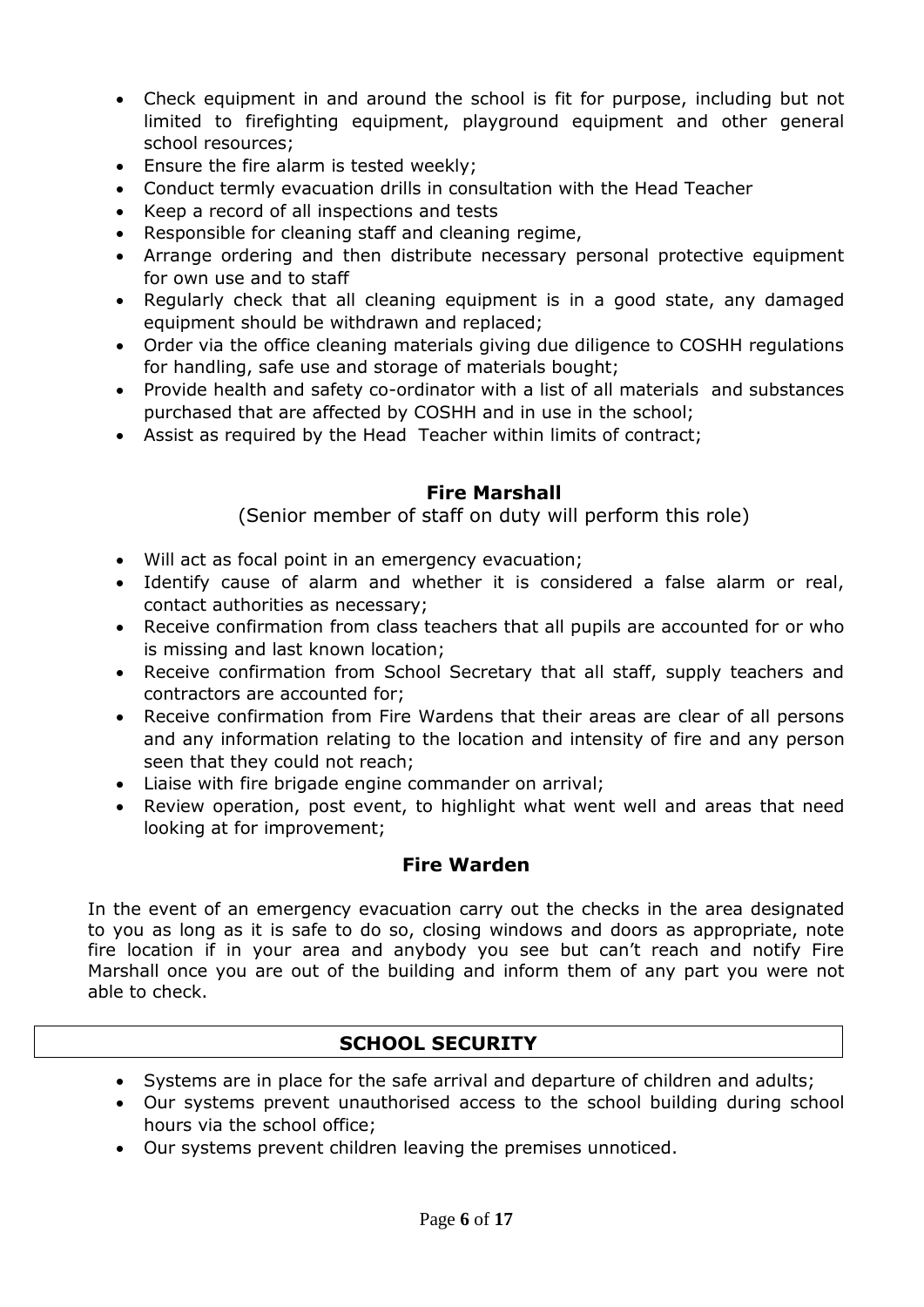- Check equipment in and around the school is fit for purpose, including but not limited to firefighting equipment, playground equipment and other general school resources;
- Ensure the fire alarm is tested weekly;
- Conduct termly evacuation drills in consultation with the Head Teacher
- Keep a record of all inspections and tests
- Responsible for cleaning staff and cleaning regime,
- Arrange ordering and then distribute necessary personal protective equipment for own use and to staff
- Regularly check that all cleaning equipment is in a good state, any damaged equipment should be withdrawn and replaced;
- Order via the office cleaning materials giving due diligence to COSHH regulations for handling, safe use and storage of materials bought;
- Provide health and safety co-ordinator with a list of all materials and substances purchased that are affected by COSHH and in use in the school;
- Assist as required by the Head Teacher within limits of contract;

### Fire Marshall

(Senior member of staff on duty will perform this role)

- Will act as focal point in an emergency evacuation;
- Identify cause of alarm and whether it is considered a false alarm or real, contact authorities as necessary;
- Receive confirmation from class teachers that all pupils are accounted for or who is missing and last known location;
- Receive confirmation from School Secretary that all staff, supply teachers and contractors are accounted for;
- Receive confirmation from Fire Wardens that their areas are clear of all persons and any information relating to the location and intensity of fire and any person seen that they could not reach;
- Liaise with fire brigade engine commander on arrival;
- Review operation, post event, to highlight what went well and areas that need looking at for improvement;

### Fire Warden

In the event of an emergency evacuation carry out the checks in the area designated to you as long as it is safe to do so, closing windows and doors as appropriate, note fire location if in your area and anybody you see but can't reach and notify Fire Marshall once you are out of the building and inform them of any part you were not able to check.

## SCHOOL SECURITY

- Systems are in place for the safe arrival and departure of children and adults;
- Our systems prevent unauthorised access to the school building during school hours via the school office;
- Our systems prevent children leaving the premises unnoticed.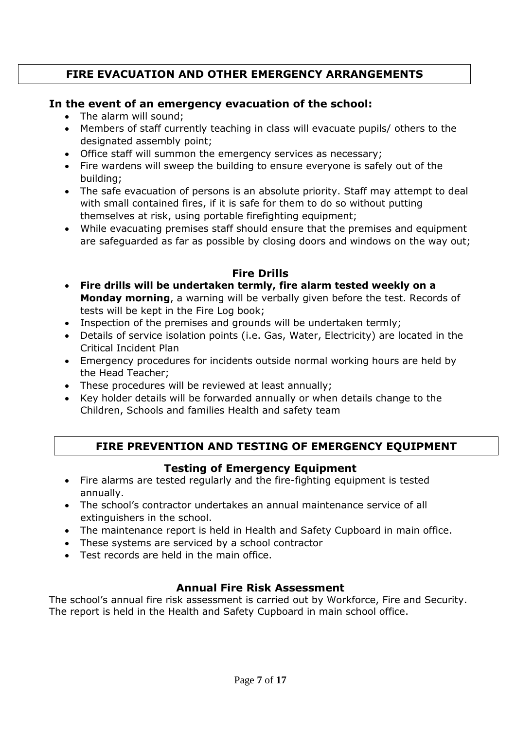## FIRE EVACUATION AND OTHER EMERGENCY ARRANGEMENTS

### In the event of an emergency evacuation of the school:

- The alarm will sound;
- Members of staff currently teaching in class will evacuate pupils/ others to the designated assembly point;
- Office staff will summon the emergency services as necessary;
- Fire wardens will sweep the building to ensure everyone is safely out of the building;
- The safe evacuation of persons is an absolute priority. Staff may attempt to deal with small contained fires, if it is safe for them to do so without putting themselves at risk, using portable firefighting equipment;
- While evacuating premises staff should ensure that the premises and equipment are safeguarded as far as possible by closing doors and windows on the way out;

### Fire Drills

- **Fire drills will be undertaken termly, fire alarm tested weekly on a Monday morning**, a warning will be verbally given before the test. Records of tests will be kept in the Fire Log book;
- Inspection of the premises and grounds will be undertaken termly;
- Details of service isolation points (i.e. Gas, Water, Electricity) are located in the Critical Incident Plan
- Emergency procedures for incidents outside normal working hours are held by the Head Teacher;
- These procedures will be reviewed at least annually;
- Key holder details will be forwarded annually or when details change to the Children, Schools and families Health and safety team

## FIRE PREVENTION AND TESTING OF EMERGENCY EQUIPMENT

### Testing of Emergency Equipment

- Fire alarms are tested regularly and the fire-fighting equipment is tested annually.
- The school's contractor undertakes an annual maintenance service of all extinguishers in the school.
- The maintenance report is held in Health and Safety Cupboard in main office.
- These systems are serviced by a school contractor
- Test records are held in the main office.

### Annual Fire Risk Assessment

The school's annual fire risk assessment is carried out by Workforce, Fire and Security. The report is held in the Health and Safety Cupboard in main school office.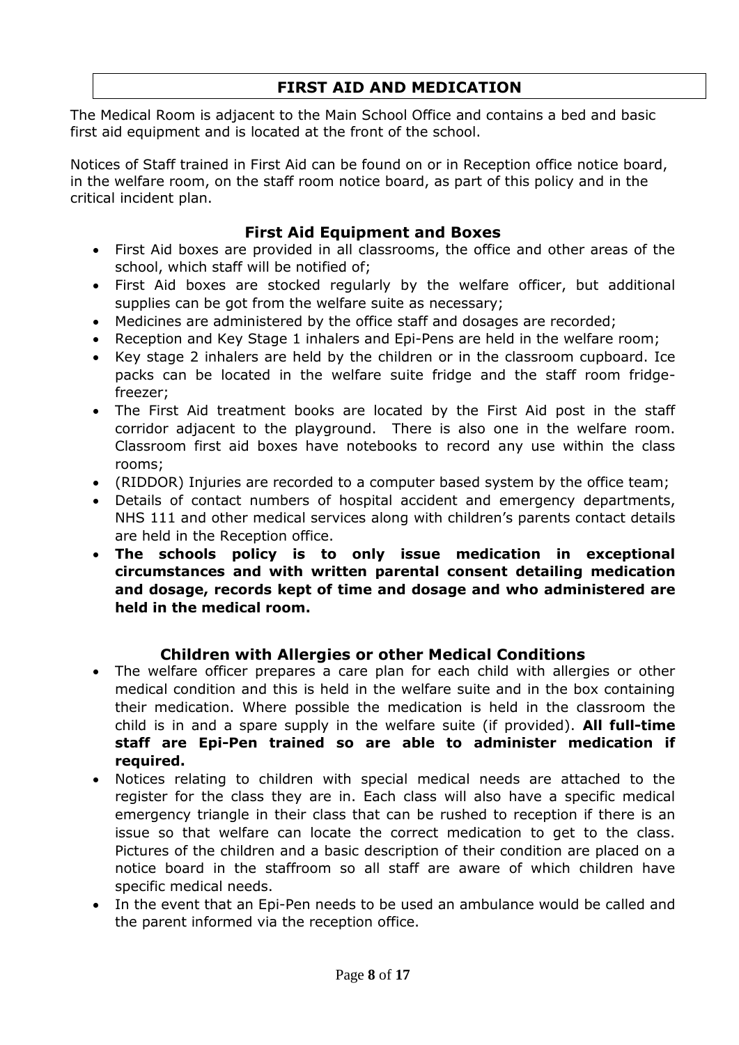# FIRST AID AND MEDICATION

The Medical Room is adjacent to the Main School Office and contains a bed and basic first aid equipment and is located at the front of the school.

Notices of Staff trained in First Aid can be found on or in Reception office notice board, in the welfare room, on the staff room notice board, as part of this policy and in the critical incident plan.

## First Aid Equipment and Boxes

- First Aid boxes are provided in all classrooms, the office and other areas of the school, which staff will be notified of;
- First Aid boxes are stocked regularly by the welfare officer, but additional supplies can be got from the welfare suite as necessary;
- Medicines are administered by the office staff and dosages are recorded;
- Reception and Key Stage 1 inhalers and Epi-Pens are held in the welfare room;
- Key stage 2 inhalers are held by the children or in the classroom cupboard. Ice packs can be located in the welfare suite fridge and the staff room fridge-freezer;
- The First Aid treatment books are located by the First Aid post in the staff corridor adjacent to the playground. There is also one in the welfare room. Classroom first aid boxes have notebooks to record any use within the class rooms;
- (RIDDOR) Injuries are recorded to a computer based system by the office team;
- Details of contact numbers of hospital accident and emergency departments, NHS 111 and other medical services along with children's parents contact details are held in the Reception office.
- **The schools policy is to only issue medication in exceptional circumstances and with written parental consent detailing medication and dosage, records kept of time and dosage and who administered are held in the medical room.**

## Children with Allergies or other Medical Conditions

- The welfare officer prepares a care plan for each child with allergies or other medical condition and this is held in the welfare suite and in the box containing their medication. Where possible the medication is held in the classroom the child is in and a spare supply in the welfare suite (if provided). **All full-time staff are Epi-Pen trained so are able to administer medication if required.**
- Notices relating to children with special medical needs are attached to the register for the class they are in. Each class will also have a specific medical emergency triangle in their class that can be rushed to reception if there is an issue so that welfare can locate the correct medication to get to the class. Pictures of the children and a basic description of their condition are placed on a notice board in the staffroom so all staff are aware of which children have specific medical needs.
- In the event that an Epi-Pen needs to be used an ambulance would be called and the parent informed via the reception office.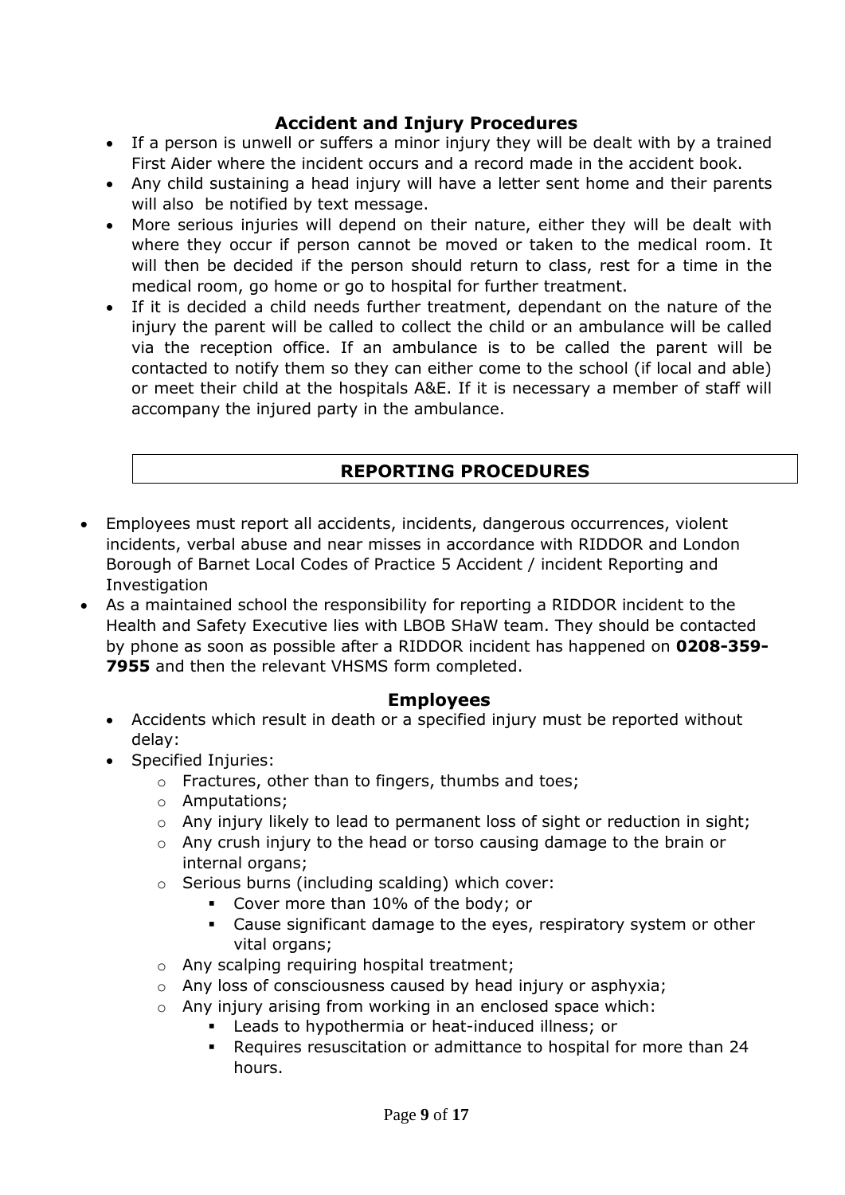## Accident and Injury Procedures

- If a person is unwell or suffers a minor injury they will be dealt with by a trained First Aider where the incident occurs and a record made in the accident book.
- Any child sustaining a head injury will have a letter sent home and their parents will also be notified by text message.
- More serious injuries will depend on their nature, either they will be dealt with where they occur if person cannot be moved or taken to the medical room. It will then be decided if the person should return to class, rest for a time in the medical room, go home or go to hospital for further treatment.
- If it is decided a child needs further treatment, dependant on the nature of the injury the parent will be called to collect the child or an ambulance will be called via the reception office. If an ambulance is to be called the parent will be contacted to notify them so they can either come to the school (if local and able) or meet their child at the hospitals A&E. If it is necessary a member of staff will accompany the injured party in the ambulance.

## REPORTING PROCEDURES

- Employees must report all accidents, incidents, dangerous occurrences, violent incidents, verbal abuse and near misses in accordance with RIDDOR and London Borough of Barnet Local Codes of Practice 5 Accident / incident Reporting and Investigation
- As a maintained school the responsibility for reporting a RIDDOR incident to the Health and Safety Executive lies with LBOB SHaW team. They should be contacted by phone as soon as possible after a RIDDOR incident has happened on **0208-359-7955** and then the relevant VHSMS form completed.

### Employees

- Accidents which result in death or a specified injury must be reported without delay:
- Specified Injuries:
  - Fractures, other than to fingers, thumbs and toes;
  - Amputations;
  - Any injury likely to lead to permanent loss of sight or reduction in sight;
  - Any crush injury to the head or torso causing damage to the brain or internal organs;
  - Serious burns (including scalding) which cover:
    - Cover more than 10% of the body; or
    - Cause significant damage to the eyes, respiratory system or other vital organs;
  - Any scalping requiring hospital treatment;
  - Any loss of consciousness caused by head injury or asphyxia;
  - Any injury arising from working in an enclosed space which:
    - Leads to hypothermia or heat-induced illness; or
    - Requires resuscitation or admittance to hospital for more than 24 hours.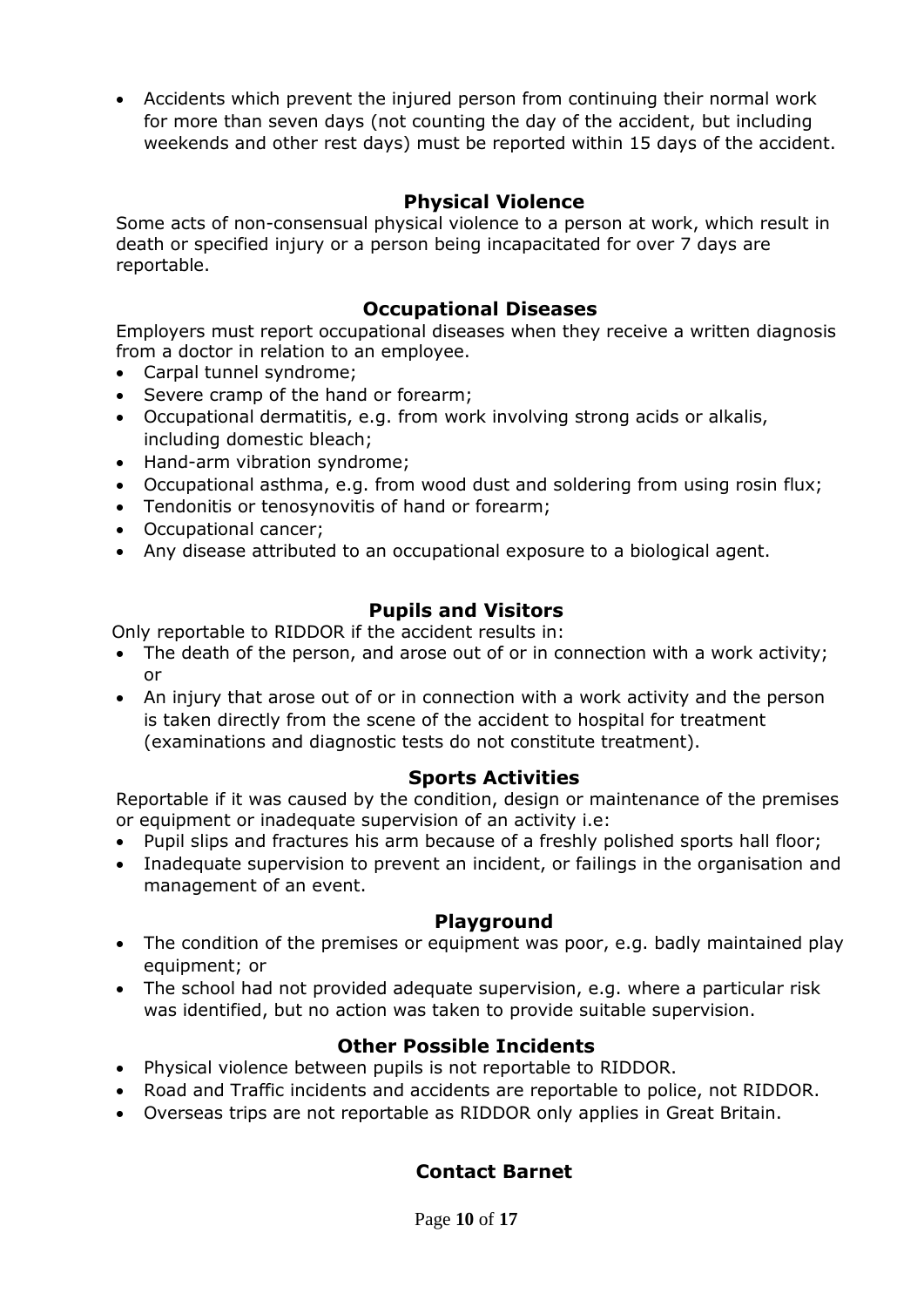- Accidents which prevent the injured person from continuing their normal work for more than seven days (not counting the day of the accident, but including weekends and other rest days) must be reported within 15 days of the accident.

## Physical Violence

Some acts of non-consensual physical violence to a person at work, which result in death or specified injury or a person being incapacitated for over 7 days are reportable.

## Occupational Diseases

Employers must report occupational diseases when they receive a written diagnosis from a doctor in relation to an employee.

- Carpal tunnel syndrome;
- Severe cramp of the hand or forearm;
- Occupational dermatitis, e.g. from work involving strong acids or alkalis, including domestic bleach;
- Hand-arm vibration syndrome;
- Occupational asthma, e.g. from wood dust and soldering from using rosin flux;
- Tendonitis or tenosynovitis of hand or forearm;
- Occupational cancer;
- Any disease attributed to an occupational exposure to a biological agent.

## Pupils and Visitors

Only reportable to RIDDOR if the accident results in:

- The death of the person, and arose out of or in connection with a work activity; or
- An injury that arose out of or in connection with a work activity and the person is taken directly from the scene of the accident to hospital for treatment (examinations and diagnostic tests do not constitute treatment).

## Sports Activities

Reportable if it was caused by the condition, design or maintenance of the premises or equipment or inadequate supervision of an activity i.e:

- Pupil slips and fractures his arm because of a freshly polished sports hall floor;
- Inadequate supervision to prevent an incident, or failings in the organisation and management of an event.

## Playground

- The condition of the premises or equipment was poor, e.g. badly maintained play equipment; or
- The school had not provided adequate supervision, e.g. where a particular risk was identified, but no action was taken to provide suitable supervision.

## Other Possible Incidents

- Physical violence between pupils is not reportable to RIDDOR.
- Road and Traffic incidents and accidents are reportable to police, not RIDDOR.
- Overseas trips are not reportable as RIDDOR only applies in Great Britain.

## Contact Barnet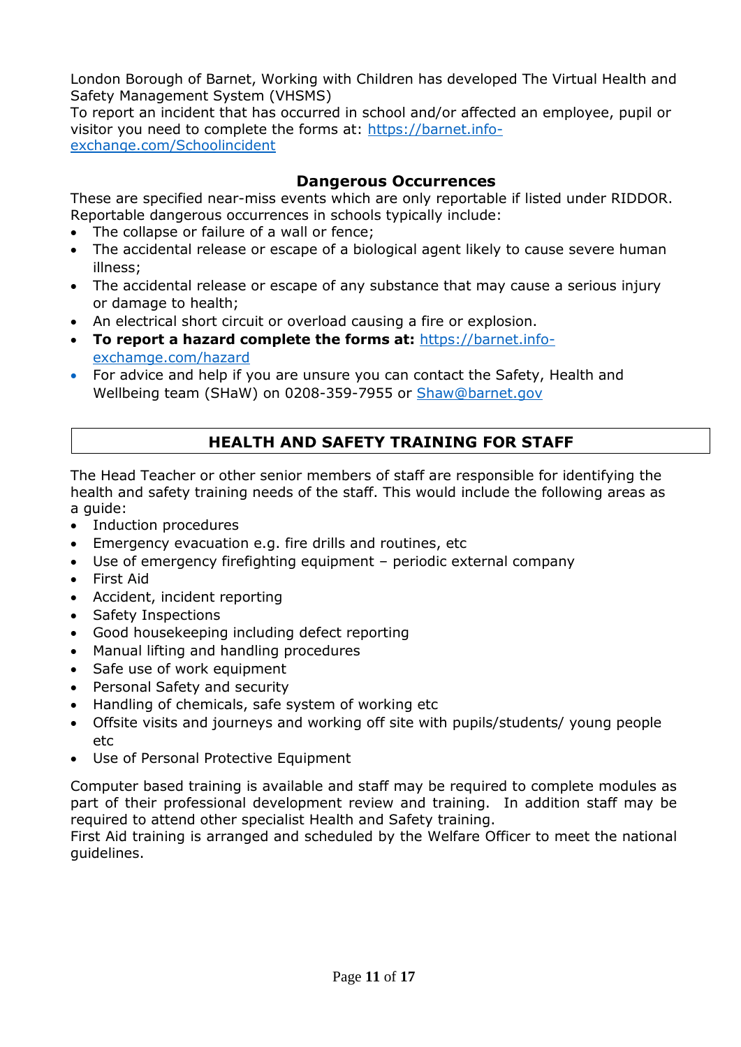London Borough of Barnet, Working with Children has developed The Virtual Health and Safety Management System (VHSMS)
To report an incident that has occurred in school and/or affected an employee, pupil or visitor you need to complete the forms at: [https://barnet.info-exchange.com/Schoolincident](https://barnet.info-exchange.com/Schoolincident)

### Dangerous Occurrences

These are specified near-miss events which are only reportable if listed under RIDDOR. Reportable dangerous occurrences in schools typically include:

- The collapse or failure of a wall or fence;
- The accidental release or escape of a biological agent likely to cause severe human illness;
- The accidental release or escape of any substance that may cause a serious injury or damage to health;
- An electrical short circuit or overload causing a fire or explosion.
- **To report a hazard complete the forms at:** [https://barnet.info-exchamge.com/hazard](https://barnet.info-exchamge.com/hazard)
- For advice and help if you are unsure you can contact the Safety, Health and Wellbeing team (SHaW) on 0208-359-7955 or [Shaw@barnet.gov](mailto:Shaw@barnet.gov)

## HEALTH AND SAFETY TRAINING FOR STAFF

The Head Teacher or other senior members of staff are responsible for identifying the health and safety training needs of the staff. This would include the following areas as a guide:

- Induction procedures
- Emergency evacuation e.g. fire drills and routines, etc
- Use of emergency firefighting equipment – periodic external company
- First Aid
- Accident, incident reporting
- Safety Inspections
- Good housekeeping including defect reporting
- Manual lifting and handling procedures
- Safe use of work equipment
- Personal Safety and security
- Handling of chemicals, safe system of working etc
- Offsite visits and journeys and working off site with pupils/students/ young people etc
- Use of Personal Protective Equipment

Computer based training is available and staff may be required to complete modules as part of their professional development review and training. In addition staff may be required to attend other specialist Health and Safety training.
First Aid training is arranged and scheduled by the Welfare Officer to meet the national guidelines.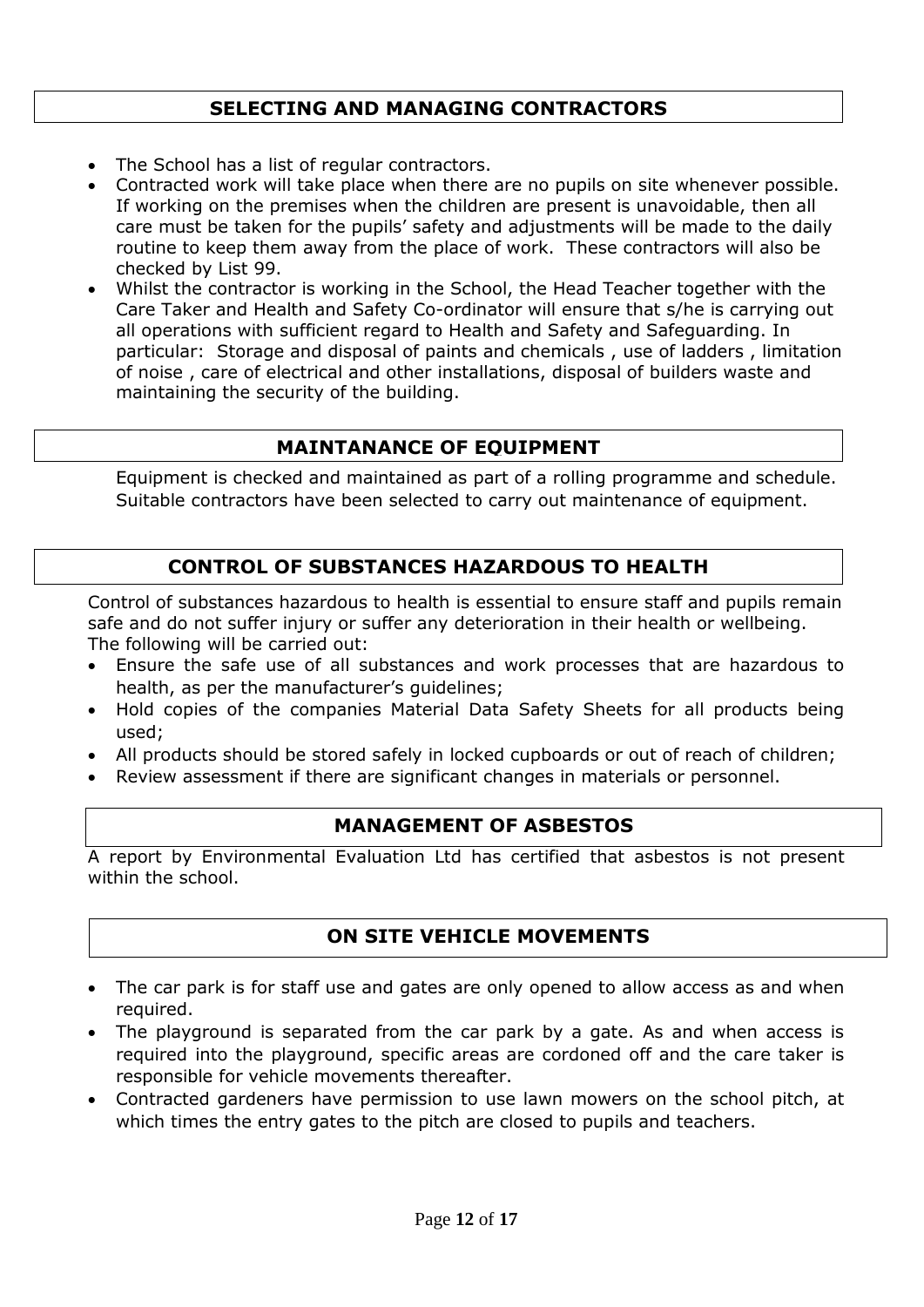## SELECTING AND MANAGING CONTRACTORS

- The School has a list of regular contractors.
- Contracted work will take place when there are no pupils on site whenever possible. If working on the premises when the children are present is unavoidable, then all care must be taken for the pupils' safety and adjustments will be made to the daily routine to keep them away from the place of work. These contractors will also be checked by List 99.
- Whilst the contractor is working in the School, the Head Teacher together with the Care Taker and Health and Safety Co-ordinator will ensure that s/he is carrying out all operations with sufficient regard to Health and Safety and Safeguarding. In particular: Storage and disposal of paints and chemicals , use of ladders , limitation of noise , care of electrical and other installations, disposal of builders waste and maintaining the security of the building.

## MAINTANANCE OF EQUIPMENT

Equipment is checked and maintained as part of a rolling programme and schedule. Suitable contractors have been selected to carry out maintenance of equipment.

## CONTROL OF SUBSTANCES HAZARDOUS TO HEALTH

Control of substances hazardous to health is essential to ensure staff and pupils remain safe and do not suffer injury or suffer any deterioration in their health or wellbeing. The following will be carried out:

- Ensure the safe use of all substances and work processes that are hazardous to health, as per the manufacturer's guidelines;
- Hold copies of the companies Material Data Safety Sheets for all products being used;
- All products should be stored safely in locked cupboards or out of reach of children;
- Review assessment if there are significant changes in materials or personnel.

## MANAGEMENT OF ASBESTOS

A report by Environmental Evaluation Ltd has certified that asbestos is not present within the school.

## ON SITE VEHICLE MOVEMENTS

- The car park is for staff use and gates are only opened to allow access as and when required.
- The playground is separated from the car park by a gate. As and when access is required into the playground, specific areas are cordoned off and the care taker is responsible for vehicle movements thereafter.
- Contracted gardeners have permission to use lawn mowers on the school pitch, at which times the entry gates to the pitch are closed to pupils and teachers.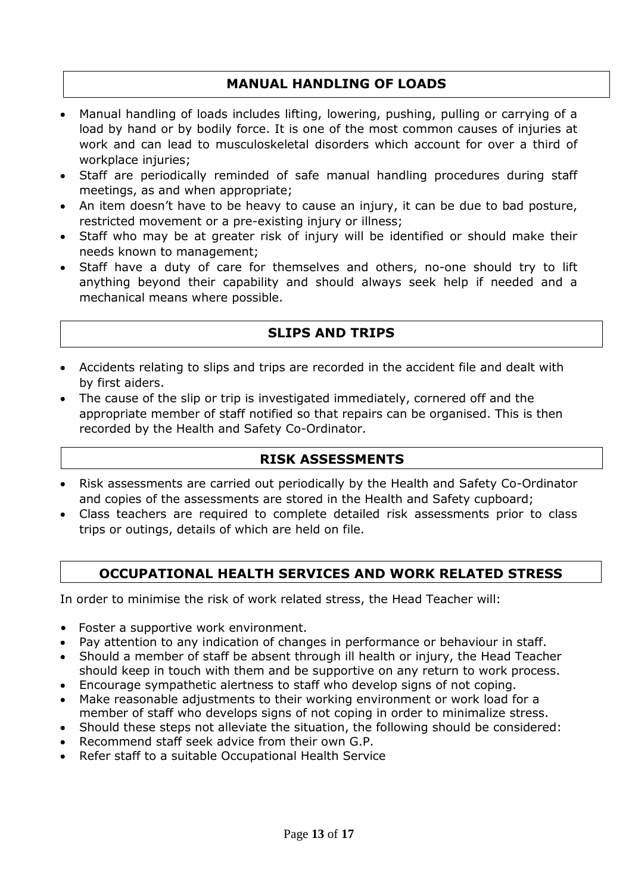## MANUAL HANDLING OF LOADS

- Manual handling of loads includes lifting, lowering, pushing, pulling or carrying of a load by hand or by bodily force. It is one of the most common causes of injuries at work and can lead to musculoskeletal disorders which account for over a third of workplace injuries;
- Staff are periodically reminded of safe manual handling procedures during staff meetings, as and when appropriate;
- An item doesn't have to be heavy to cause an injury, it can be due to bad posture, restricted movement or a pre-existing injury or illness;
- Staff who may be at greater risk of injury will be identified or should make their needs known to management;
- Staff have a duty of care for themselves and others, no-one should try to lift anything beyond their capability and should always seek help if needed and a mechanical means where possible.

## SLIPS AND TRIPS

- Accidents relating to slips and trips are recorded in the accident file and dealt with by first aiders.
- The cause of the slip or trip is investigated immediately, cornered off and the appropriate member of staff notified so that repairs can be organised. This is then recorded by the Health and Safety Co-Ordinator.

## RISK ASSESSMENTS

- Risk assessments are carried out periodically by the Health and Safety Co-Ordinator and copies of the assessments are stored in the Health and Safety cupboard;
- Class teachers are required to complete detailed risk assessments prior to class trips or outings, details of which are held on file.

## OCCUPATIONAL HEALTH SERVICES AND WORK RELATED STRESS

In order to minimise the risk of work related stress, the Head Teacher will:

- Foster a supportive work environment.
- Pay attention to any indication of changes in performance or behaviour in staff.
- Should a member of staff be absent through ill health or injury, the Head Teacher should keep in touch with them and be supportive on any return to work process.
- Encourage sympathetic alertness to staff who develop signs of not coping.
- Make reasonable adjustments to their working environment or work load for a member of staff who develops signs of not coping in order to minimalize stress.
- Should these steps not alleviate the situation, the following should be considered:
- Recommend staff seek advice from their own G.P.
- Refer staff to a suitable Occupational Health Service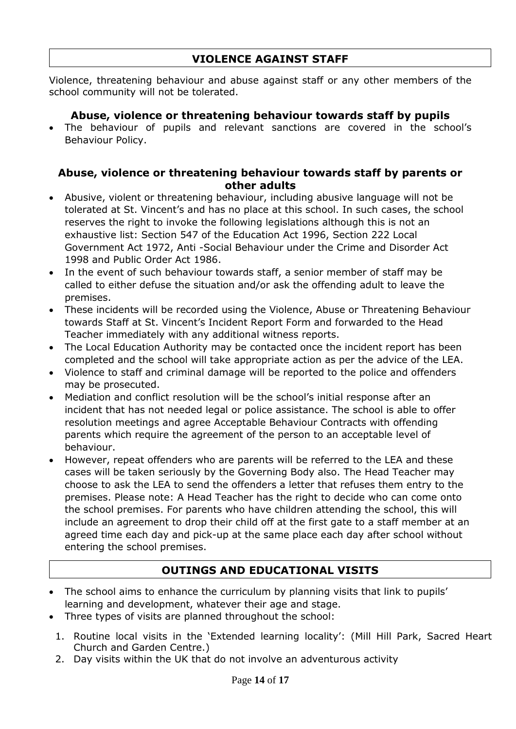## VIOLENCE AGAINST STAFF

Violence, threatening behaviour and abuse against staff or any other members of the school community will not be tolerated.

### Abuse, violence or threatening behaviour towards staff by pupils

- The behaviour of pupils and relevant sanctions are covered in the school's Behaviour Policy.

### Abuse, violence or threatening behaviour towards staff by parents or other adults

- Abusive, violent or threatening behaviour, including abusive language will not be tolerated at St. Vincent's and has no place at this school. In such cases, the school reserves the right to invoke the following legislations although this is not an exhaustive list: Section 547 of the Education Act 1996, Section 222 Local Government Act 1972, Anti -Social Behaviour under the Crime and Disorder Act 1998 and Public Order Act 1986.
- In the event of such behaviour towards staff, a senior member of staff may be called to either defuse the situation and/or ask the offending adult to leave the premises.
- These incidents will be recorded using the Violence, Abuse or Threatening Behaviour towards Staff at St. Vincent's Incident Report Form and forwarded to the Head Teacher immediately with any additional witness reports.
- The Local Education Authority may be contacted once the incident report has been completed and the school will take appropriate action as per the advice of the LEA.
- Violence to staff and criminal damage will be reported to the police and offenders may be prosecuted.
- Mediation and conflict resolution will be the school's initial response after an incident that has not needed legal or police assistance. The school is able to offer resolution meetings and agree Acceptable Behaviour Contracts with offending parents which require the agreement of the person to an acceptable level of behaviour.
- However, repeat offenders who are parents will be referred to the LEA and these cases will be taken seriously by the Governing Body also. The Head Teacher may choose to ask the LEA to send the offenders a letter that refuses them entry to the premises. Please note: A Head Teacher has the right to decide who can come onto the school premises. For parents who have children attending the school, this will include an agreement to drop their child off at the first gate to a staff member at an agreed time each day and pick-up at the same place each day after school without entering the school premises.

## OUTINGS AND EDUCATIONAL VISITS

- The school aims to enhance the curriculum by planning visits that link to pupils' learning and development, whatever their age and stage.
- Three types of visits are planned throughout the school:

1. Routine local visits in the 'Extended learning locality': (Mill Hill Park, Sacred Heart Church and Garden Centre.)
2. Day visits within the UK that do not involve an adventurous activity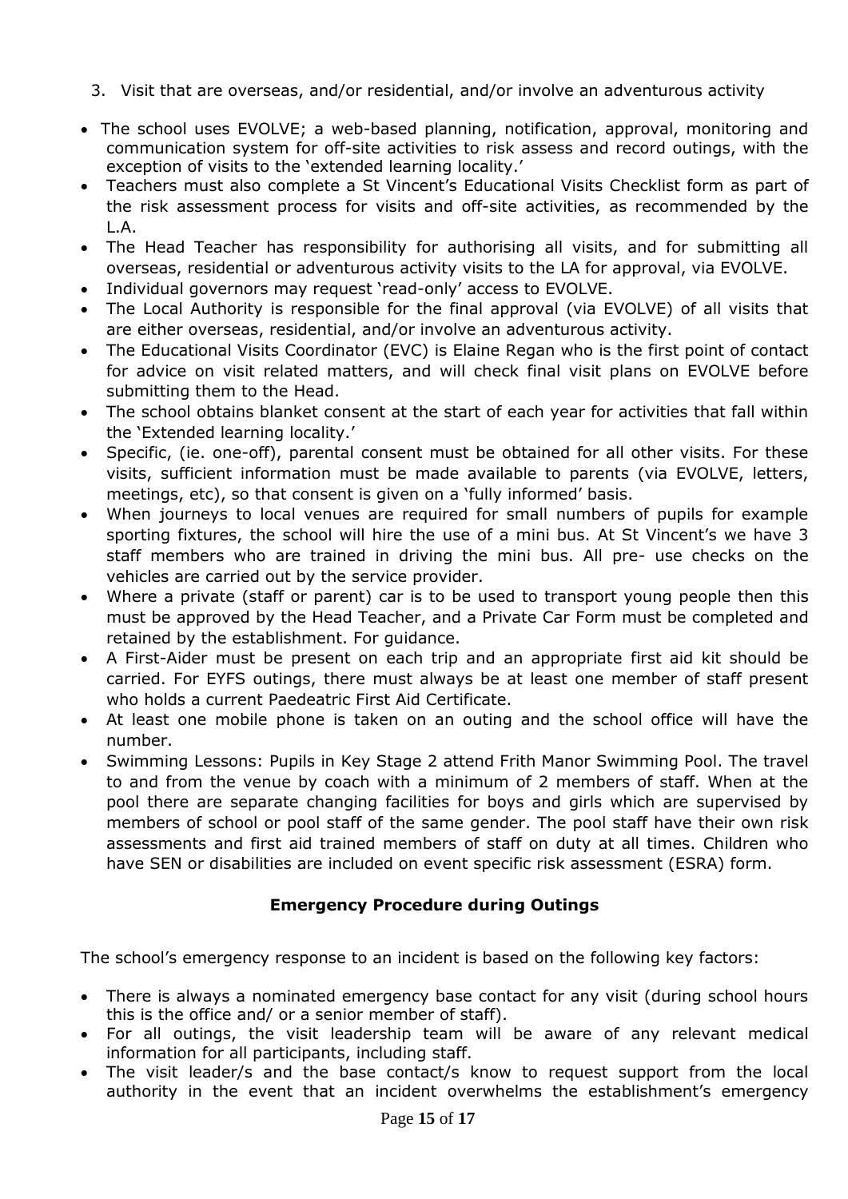3. Visit that are overseas, and/or residential, and/or involve an adventurous activity

- The school uses EVOLVE; a web-based planning, notification, approval, monitoring and communication system for off-site activities to risk assess and record outings, with the exception of visits to the 'extended learning locality.'
- Teachers must also complete a St Vincent's Educational Visits Checklist form as part of the risk assessment process for visits and off-site activities, as recommended by the L.A.
- The Head Teacher has responsibility for authorising all visits, and for submitting all overseas, residential or adventurous activity visits to the LA for approval, via EVOLVE.
- Individual governors may request 'read-only' access to EVOLVE.
- The Local Authority is responsible for the final approval (via EVOLVE) of all visits that are either overseas, residential, and/or involve an adventurous activity.
- The Educational Visits Coordinator (EVC) is Elaine Regan who is the first point of contact for advice on visit related matters, and will check final visit plans on EVOLVE before submitting them to the Head.
- The school obtains blanket consent at the start of each year for activities that fall within the 'Extended learning locality.'
- Specific, (ie. one-off), parental consent must be obtained for all other visits. For these visits, sufficient information must be made available to parents (via EVOLVE, letters, meetings, etc), so that consent is given on a 'fully informed' basis.
- When journeys to local venues are required for small numbers of pupils for example sporting fixtures, the school will hire the use of a mini bus. At St Vincent's we have 3 staff members who are trained in driving the mini bus. All pre- use checks on the vehicles are carried out by the service provider.
- Where a private (staff or parent) car is to be used to transport young people then this must be approved by the Head Teacher, and a Private Car Form must be completed and retained by the establishment. For guidance.
- A First-Aider must be present on each trip and an appropriate first aid kit should be carried. For EYFS outings, there must always be at least one member of staff present who holds a current Paedeatric First Aid Certificate.
- At least one mobile phone is taken on an outing and the school office will have the number.
- Swimming Lessons: Pupils in Key Stage 2 attend Frith Manor Swimming Pool. The travel to and from the venue by coach with a minimum of 2 members of staff. When at the pool there are separate changing facilities for boys and girls which are supervised by members of school or pool staff of the same gender. The pool staff have their own risk assessments and first aid trained members of staff on duty at all times. Children who have SEN or disabilities are included on event specific risk assessment (ESRA) form.

## Emergency Procedure during Outings

The school's emergency response to an incident is based on the following key factors:

- There is always a nominated emergency base contact for any visit (during school hours this is the office and/ or a senior member of staff).
- For all outings, the visit leadership team will be aware of any relevant medical information for all participants, including staff.
- The visit leader/s and the base contact/s know to request support from the local authority in the event that an incident overwhelms the establishment's emergency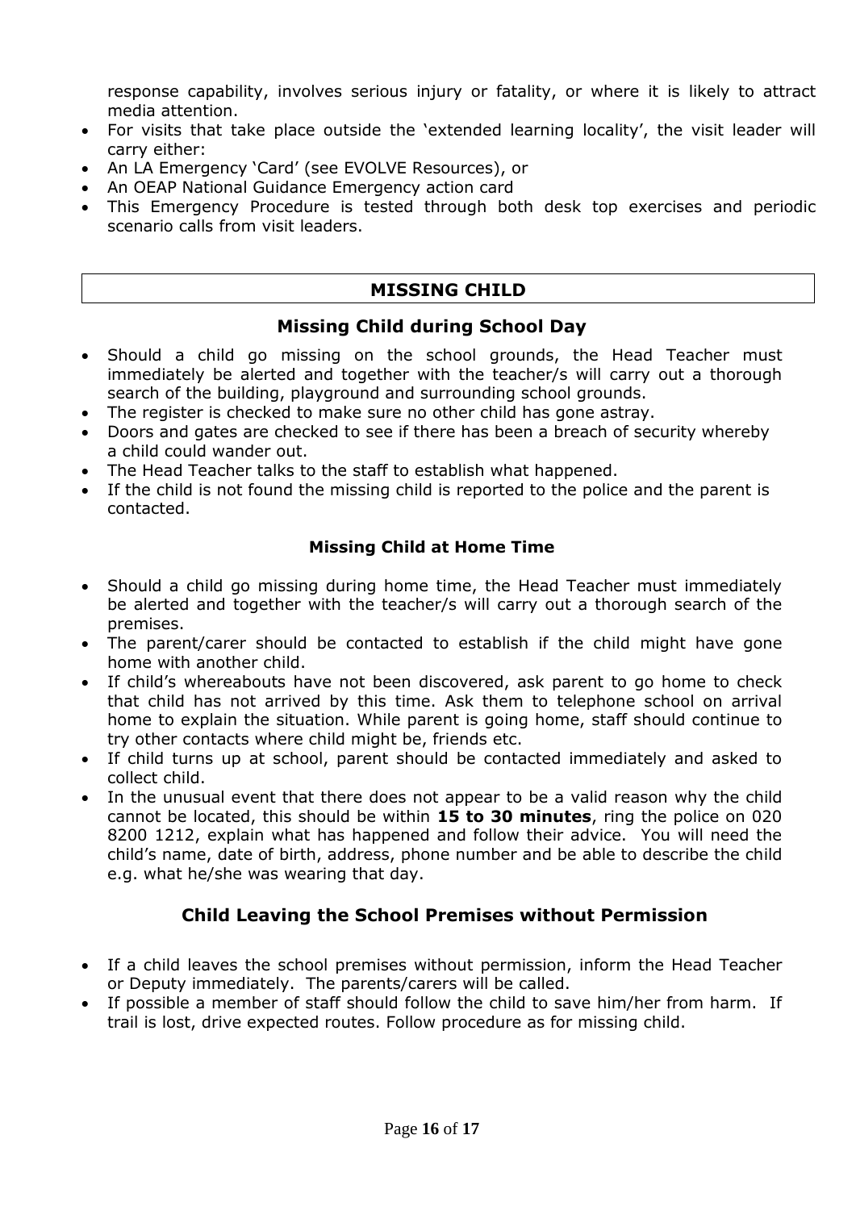response capability, involves serious injury or fatality, or where it is likely to attract media attention.

- For visits that take place outside the 'extended learning locality', the visit leader will carry either:
- An LA Emergency 'Card' (see EVOLVE Resources), or
- An OEAP National Guidance Emergency action card
- This Emergency Procedure is tested through both desk top exercises and periodic scenario calls from visit leaders.

## MISSING CHILD

### Missing Child during School Day

- Should a child go missing on the school grounds, the Head Teacher must immediately be alerted and together with the teacher/s will carry out a thorough search of the building, playground and surrounding school grounds.
- The register is checked to make sure no other child has gone astray.
- Doors and gates are checked to see if there has been a breach of security whereby a child could wander out.
- The Head Teacher talks to the staff to establish what happened.
- If the child is not found the missing child is reported to the police and the parent is contacted.

### Missing Child at Home Time

- Should a child go missing during home time, the Head Teacher must immediately be alerted and together with the teacher/s will carry out a thorough search of the premises.
- The parent/carer should be contacted to establish if the child might have gone home with another child.
- If child's whereabouts have not been discovered, ask parent to go home to check that child has not arrived by this time. Ask them to telephone school on arrival home to explain the situation. While parent is going home, staff should continue to try other contacts where child might be, friends etc.
- If child turns up at school, parent should be contacted immediately and asked to collect child.
- In the unusual event that there does not appear to be a valid reason why the child cannot be located, this should be within **15 to 30 minutes**, ring the police on 020 8200 1212, explain what has happened and follow their advice. You will need the child's name, date of birth, address, phone number and be able to describe the child e.g. what he/she was wearing that day.

### Child Leaving the School Premises without Permission

- If a child leaves the school premises without permission, inform the Head Teacher or Deputy immediately. The parents/carers will be called.
- If possible a member of staff should follow the child to save him/her from harm. If trail is lost, drive expected routes. Follow procedure as for missing child.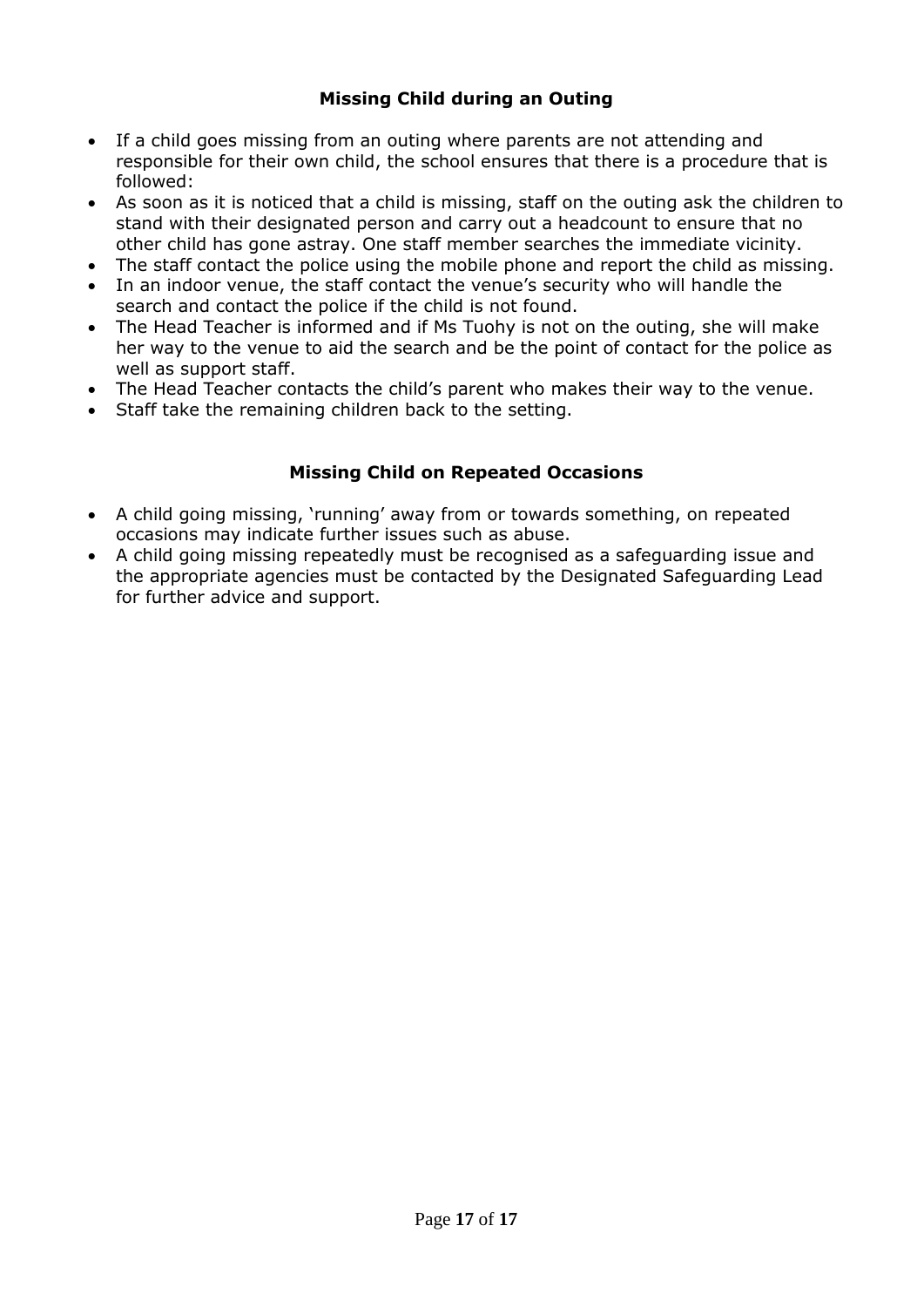## Missing Child during an Outing

- If a child goes missing from an outing where parents are not attending and responsible for their own child, the school ensures that there is a procedure that is followed:
- As soon as it is noticed that a child is missing, staff on the outing ask the children to stand with their designated person and carry out a headcount to ensure that no other child has gone astray. One staff member searches the immediate vicinity.
- The staff contact the police using the mobile phone and report the child as missing.
- In an indoor venue, the staff contact the venue's security who will handle the search and contact the police if the child is not found.
- The Head Teacher is informed and if Ms Tuohy is not on the outing, she will make her way to the venue to aid the search and be the point of contact for the police as well as support staff.
- The Head Teacher contacts the child's parent who makes their way to the venue.
- Staff take the remaining children back to the setting.

## Missing Child on Repeated Occasions

- A child going missing, 'running' away from or towards something, on repeated occasions may indicate further issues such as abuse.
- A child going missing repeatedly must be recognised as a safeguarding issue and the appropriate agencies must be contacted by the Designated Safeguarding Lead for further advice and support.